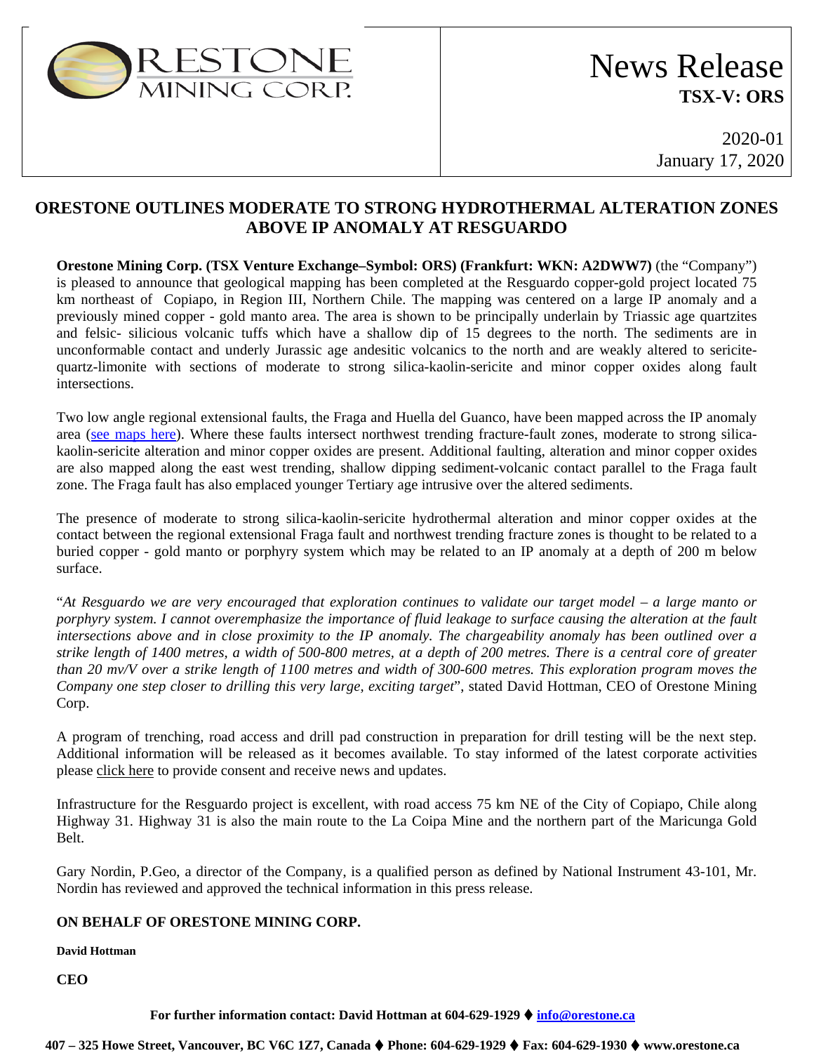ORESTONE MINING CORP.

# News Release
**TSX-V: ORS**

2020-01
January 17, 2020

## ORESTONE OUTLINES MODERATE TO STRONG HYDROTHERMAL ALTERATION ZONES ABOVE IP ANOMALY AT RESGUARDO

**Orestone Mining Corp. (TSX Venture Exchange–Symbol: ORS) (Frankfurt: WKN: A2DWW7)** (the "Company") is pleased to announce that geological mapping has been completed at the Resguardo copper-gold project located 75 km northeast of Copiapo, in Region III, Northern Chile. The mapping was centered on a large IP anomaly and a previously mined copper - gold manto area. The area is shown to be principally underlain by Triassic age quartzites and felsic- silicious volcanic tuffs which have a shallow dip of 15 degrees to the north. The sediments are in unconformable contact and underly Jurassic age andesitic volcanics to the north and are weakly altered to sericite-quartz-limonite with sections of moderate to strong silica-kaolin-sericite and minor copper oxides along fault intersections.

Two low angle regional extensional faults, the Fraga and Huella del Guanco, have been mapped across the IP anomaly area (see maps here). Where these faults intersect northwest trending fracture-fault zones, moderate to strong silica-kaolin-sericite alteration and minor copper oxides are present. Additional faulting, alteration and minor copper oxides are also mapped along the east west trending, shallow dipping sediment-volcanic contact parallel to the Fraga fault zone. The Fraga fault has also emplaced younger Tertiary age intrusive over the altered sediments.

The presence of moderate to strong silica-kaolin-sericite hydrothermal alteration and minor copper oxides at the contact between the regional extensional Fraga fault and northwest trending fracture zones is thought to be related to a buried copper - gold manto or porphyry system which may be related to an IP anomaly at a depth of 200 m below surface.

"*At Resguardo we are very encouraged that exploration continues to validate our target model – a large manto or porphyry system. I cannot overemphasize the importance of fluid leakage to surface causing the alteration at the fault intersections above and in close proximity to the IP anomaly. The chargeability anomaly has been outlined over a strike length of 1400 metres, a width of 500-800 metres, at a depth of 200 metres. There is a central core of greater than 20 mv/V over a strike length of 1100 metres and width of 300-600 metres. This exploration program moves the Company one step closer to drilling this very large, exciting target*", stated David Hottman, CEO of Orestone Mining Corp.

A program of trenching, road access and drill pad construction in preparation for drill testing will be the next step. Additional information will be released as it becomes available. To stay informed of the latest corporate activities please click here to provide consent and receive news and updates.

Infrastructure for the Resguardo project is excellent, with road access 75 km NE of the City of Copiapo, Chile along Highway 31. Highway 31 is also the main route to the La Coipa Mine and the northern part of the Maricunga Gold Belt.

Gary Nordin, P.Geo, a director of the Company, is a qualified person as defined by National Instrument 43-101, Mr. Nordin has reviewed and approved the technical information in this press release.

**ON BEHALF OF ORESTONE MINING CORP.**

**David Hottman**

**CEO**

**For further information contact: David Hottman at 604-629-1929 ♦ info@orestone.ca**

**407 – 325 Howe Street, Vancouver, BC V6C 1Z7, Canada ♦ Phone: 604-629-1929 ♦ Fax: 604-629-1930 ♦ www.orestone.ca**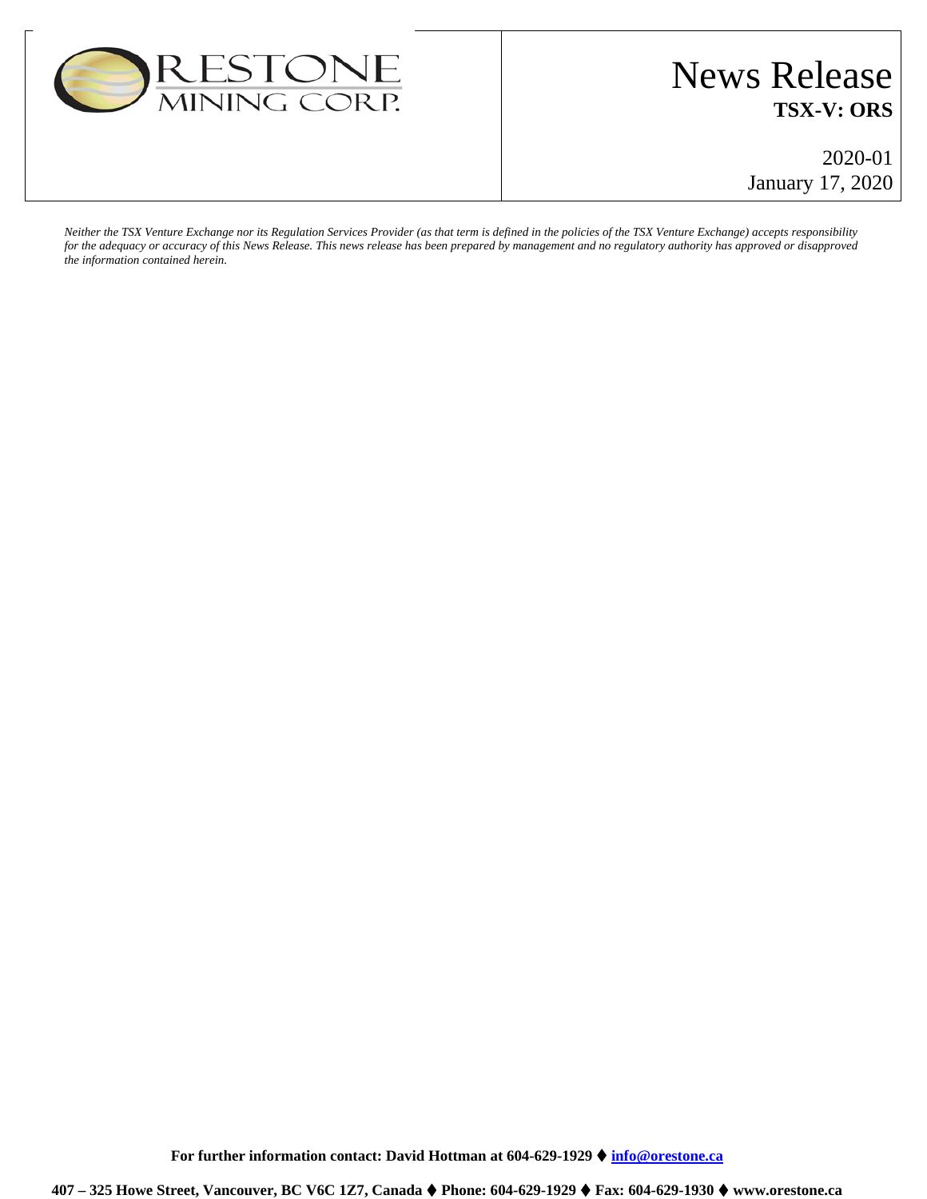# News Release

**TSX-V: ORS**

2020-01
January 17, 2020

*Neither the TSX Venture Exchange nor its Regulation Services Provider (as that term is defined in the policies of the TSX Venture Exchange) accepts responsibility for the adequacy or accuracy of this News Release. This news release has been prepared by management and no regulatory authority has approved or disapproved the information contained herein.*

**For further information contact: David Hottman at 604-629-1929 ♦ info@orestone.ca**

**407 – 325 Howe Street, Vancouver, BC V6C 1Z7, Canada ♦ Phone: 604-629-1929 ♦ Fax: 604-629-1930 ♦ www.orestone.ca**